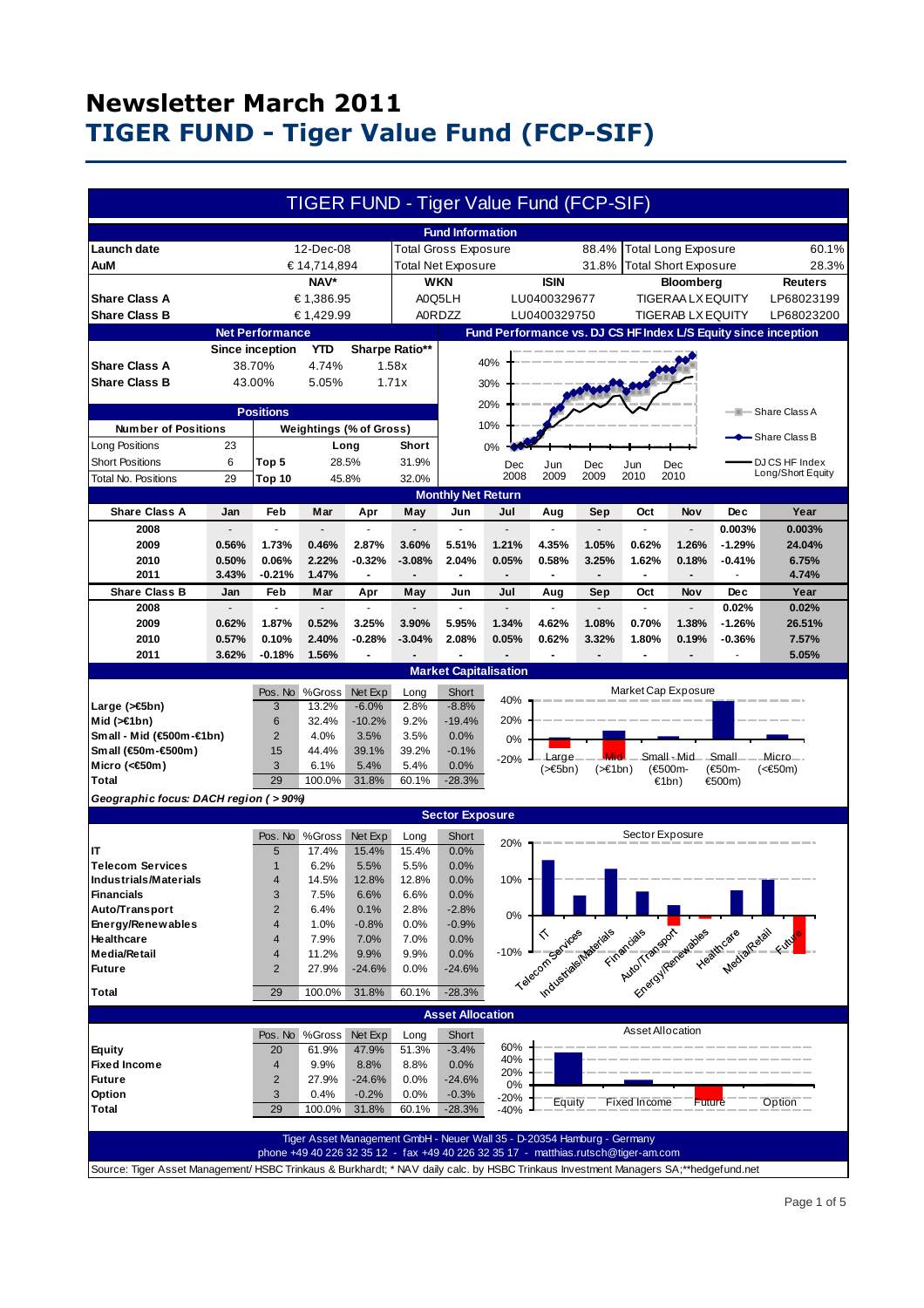# Newsletter March 2011

# TIGER FUND - Tiger Value Fund (FCP-SIF)

## TIGER FUND - Tiger Value Fund (FCP-SIF)

### Fund Information

| | | | | | |
|---|---|---|---|---|---|
| **Launch date** | 12-Dec-08 | Total Gross Exposure | 88.4% | Total Long Exposure | 60.1% |
| **AuM** | € 14,714,894 | Total Net Exposure | 31.8% | Total Short Exposure | 28.3% |

| | NAV* | WKN | ISIN | Bloomberg | Reuters |
|---|---|---|---|---|---|
| **Share Class A** | € 1,386.95 | A0Q5LH | LU0400329677 | TIGERAA LX EQUITY | LP68023199 |
| **Share Class B** | € 1,429.99 | A0RDZZ | LU0400329750 | TIGERAB LX EQUITY | LP68023200 |

### Net Performance

| | Since inception | YTD | Sharpe Ratio** |
|---|---|---|---|
| **Share Class A** | 38.70% | 4.74% | 1.58x |
| **Share Class B** | 43.00% | 5.05% | 1.71x |

### Fund Performance vs. DJ CS HF Index L/S Equity since inception

Chart legend: Share Class A; Share Class B; DJ CS HF Index Long/Short Equity. Axis: 0%–40%; Dec 2008, Jun 2009, Dec 2009, Jun 2010, Dec 2010.

### Positions

| Number of Positions | | Weightings (% of Gross) | Long | Short |
|---|---|---|---|---|
| Long Positions | 23 | Top 5 | 28.5% | 31.9% |
| Short Positions | 6 | Top 10 | 45.8% | 32.0% |
| Total No. Positions | 29 | | | |

### Monthly Net Return

| Share Class A | Jan | Feb | Mar | Apr | May | Jun | Jul | Aug | Sep | Oct | Nov | Dec | Year |
|---|---|---|---|---|---|---|---|---|---|---|---|---|---|
| 2008 | - | - | - | - | - | - | - | - | - | - | - | 0.003% | 0.003% |
| 2009 | 0.56% | 1.73% | 0.46% | 2.87% | 3.60% | 5.51% | 1.21% | 4.35% | 1.05% | 0.62% | 1.26% | -1.29% | 24.04% |
| 2010 | 0.50% | 0.06% | 2.22% | -0.32% | -3.08% | 2.04% | 0.05% | 0.58% | 3.25% | 1.62% | 0.18% | -0.41% | 6.75% |
| 2011 | 3.43% | -0.21% | 1.47% | - | - | - | - | - | - | - | - | - | 4.74% |

| Share Class B | Jan | Feb | Mar | Apr | May | Jun | Jul | Aug | Sep | Oct | Nov | Dec | Year |
|---|---|---|---|---|---|---|---|---|---|---|---|---|---|
| 2008 | - | - | - | - | - | - | - | - | - | - | - | 0.02% | 0.02% |
| 2009 | 0.62% | 1.87% | 0.52% | 3.25% | 3.90% | 5.95% | 1.34% | 4.62% | 1.08% | 0.70% | 1.38% | -1.26% | 26.51% |
| 2010 | 0.57% | 0.10% | 2.40% | -0.28% | -3.04% | 2.08% | 0.05% | 0.62% | 3.32% | 1.80% | 0.19% | -0.36% | 7.57% |
| 2011 | 3.62% | -0.18% | 1.56% | - | - | - | - | - | - | - | - | - | 5.05% |

### Market Capitalisation

| | Pos. No | %Gross | Net Exp | Long | Short |
|---|---|---|---|---|---|
| **Large (>€5bn)** | 3 | 13.2% | -6.0% | 2.8% | -8.8% |
| **Mid (>€1bn)** | 6 | 32.4% | -10.2% | 9.2% | -19.4% |
| **Small - Mid (€500m-€1bn)** | 2 | 4.0% | 3.5% | 3.5% | 0.0% |
| **Small (€50m-€500m)** | 15 | 44.4% | 39.1% | 39.2% | -0.1% |
| **Micro (<€50m)** | 3 | 6.1% | 5.4% | 5.4% | 0.0% |
| **Total** | 29 | 100.0% | 31.8% | 60.1% | -28.3% |

*Geographic focus: DACH region ( > 90%)*

Chart: Market Cap Exposure (Large (>€5bn), Mid (>€1bn), Small - Mid (€500m-€1bn), Small (€50m-€500m), Micro (<€50m))

### Sector Exposure

| | Pos. No | %Gross | Net Exp | Long | Short |
|---|---|---|---|---|---|
| **IT** | 5 | 17.4% | 15.4% | 15.4% | 0.0% |
| **Telecom Services** | 1 | 6.2% | 5.5% | 5.5% | 0.0% |
| **Industrials/Materials** | 4 | 14.5% | 12.8% | 12.8% | 0.0% |
| **Financials** | 3 | 7.5% | 6.6% | 6.6% | 0.0% |
| **Auto/Transport** | 2 | 6.4% | 0.1% | 2.8% | -2.8% |
| **Energy/Renewables** | 4 | 1.0% | -0.8% | 0.0% | -0.9% |
| **Healthcare** | 4 | 7.9% | 7.0% | 7.0% | 0.0% |
| **Media/Retail** | 4 | 11.2% | 9.9% | 9.9% | 0.0% |
| **Future** | 2 | 27.9% | -24.6% | 0.0% | -24.6% |
| **Total** | 29 | 100.0% | 31.8% | 60.1% | -28.3% |

Chart: Sector Exposure

### Asset Allocation

| | Pos. No | %Gross | Net Exp | Long | Short |
|---|---|---|---|---|---|
| **Equity** | 20 | 61.9% | 47.9% | 51.3% | -3.4% |
| **Fixed Income** | 4 | 9.9% | 8.8% | 8.8% | 0.0% |
| **Future** | 2 | 27.9% | -24.6% | 0.0% | -24.6% |
| **Option** | 3 | 0.4% | -0.2% | 0.0% | -0.3% |
| **Total** | 29 | 100.0% | 31.8% | 60.1% | -28.3% |

Chart: Asset Allocation (Equity, Fixed Income, Future, Option)

Tiger Asset Management GmbH - Neuer Wall 35 - D-20354 Hamburg - Germany
phone +49 40 226 32 35 12 - fax +49 40 226 32 35 17 - matthias.rutsch@tiger-am.com

Source: Tiger Asset Management/ HSBC Trinkaus & Burkhardt; * NAV daily calc. by HSBC Trinkaus Investment Managers SA;**hedgefund.net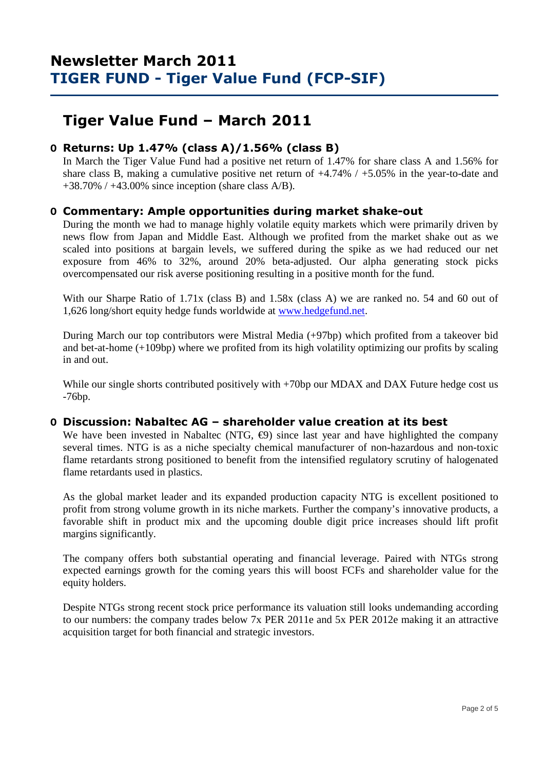# Newsletter March 2011
# TIGER FUND - Tiger Value Fund (FCP-SIF)

## Tiger Value Fund – March 2011

### Returns: Up 1.47% (class A)/1.56% (class B)

In March the Tiger Value Fund had a positive net return of 1.47% for share class A and 1.56% for share class B, making a cumulative positive net return of +4.74% / +5.05% in the year-to-date and +38.70% / +43.00% since inception (share class A/B).

### Commentary: Ample opportunities during market shake-out

During the month we had to manage highly volatile equity markets which were primarily driven by news flow from Japan and Middle East. Although we profited from the market shake out as we scaled into positions at bargain levels, we suffered during the spike as we had reduced our net exposure from 46% to 32%, around 20% beta-adjusted. Our alpha generating stock picks overcompensated our risk averse positioning resulting in a positive month for the fund.

With our Sharpe Ratio of 1.71x (class B) and 1.58x (class A) we are ranked no. 54 and 60 out of 1,626 long/short equity hedge funds worldwide at www.hedgefund.net.

During March our top contributors were Mistral Media (+97bp) which profited from a takeover bid and bet-at-home (+109bp) where we profited from its high volatility optimizing our profits by scaling in and out.

While our single shorts contributed positively with +70bp our MDAX and DAX Future hedge cost us -76bp.

### Discussion: Nabaltec AG – shareholder value creation at its best

We have been invested in Nabaltec (NTG, €9) since last year and have highlighted the company several times. NTG is as a niche specialty chemical manufacturer of non-hazardous and non-toxic flame retardants strong positioned to benefit from the intensified regulatory scrutiny of halogenated flame retardants used in plastics.

As the global market leader and its expanded production capacity NTG is excellent positioned to profit from strong volume growth in its niche markets. Further the company's innovative products, a favorable shift in product mix and the upcoming double digit price increases should lift profit margins significantly.

The company offers both substantial operating and financial leverage. Paired with NTGs strong expected earnings growth for the coming years this will boost FCFs and shareholder value for the equity holders.

Despite NTGs strong recent stock price performance its valuation still looks undemanding according to our numbers: the company trades below 7x PER 2011e and 5x PER 2012e making it an attractive acquisition target for both financial and strategic investors.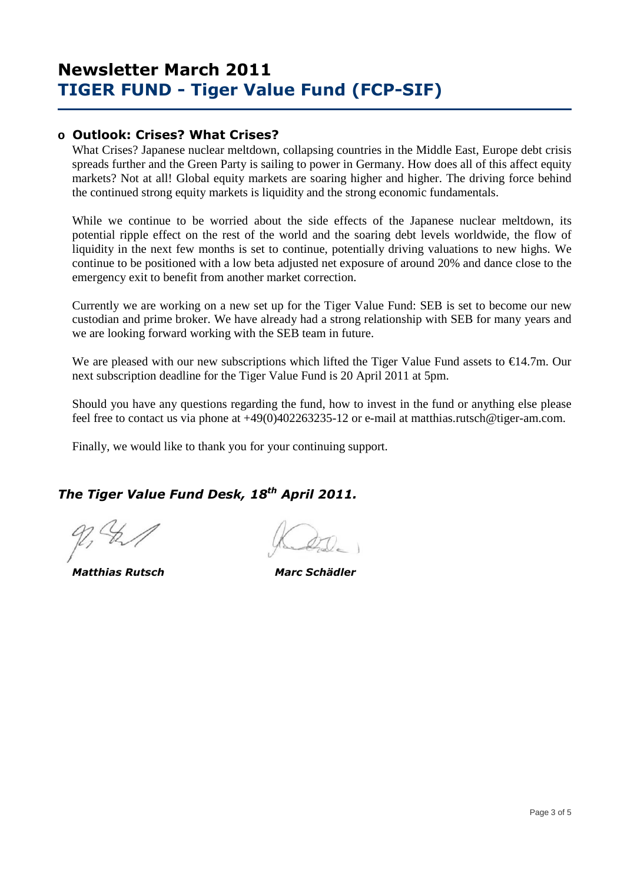# Newsletter March 2011
# TIGER FUND - Tiger Value Fund (FCP-SIF)

- **Outlook: Crises? What Crises?**

What Crises? Japanese nuclear meltdown, collapsing countries in the Middle East, Europe debt crisis spreads further and the Green Party is sailing to power in Germany. How does all of this affect equity markets? Not at all! Global equity markets are soaring higher and higher. The driving force behind the continued strong equity markets is liquidity and the strong economic fundamentals.

While we continue to be worried about the side effects of the Japanese nuclear meltdown, its potential ripple effect on the rest of the world and the soaring debt levels worldwide, the flow of liquidity in the next few months is set to continue, potentially driving valuations to new highs. We continue to be positioned with a low beta adjusted net exposure of around 20% and dance close to the emergency exit to benefit from another market correction.

Currently we are working on a new set up for the Tiger Value Fund: SEB is set to become our new custodian and prime broker. We have already had a strong relationship with SEB for many years and we are looking forward working with the SEB team in future.

We are pleased with our new subscriptions which lifted the Tiger Value Fund assets to €14.7m. Our next subscription deadline for the Tiger Value Fund is 20 April 2011 at 5pm.

Should you have any questions regarding the fund, how to invest in the fund or anything else please feel free to contact us via phone at +49(0)402263235-12 or e-mail at matthias.rutsch@tiger-am.com.

Finally, we would like to thank you for your continuing support.

***The Tiger Value Fund Desk, 18th April 2011.***

***Matthias Rutsch*** ***Marc Schädler***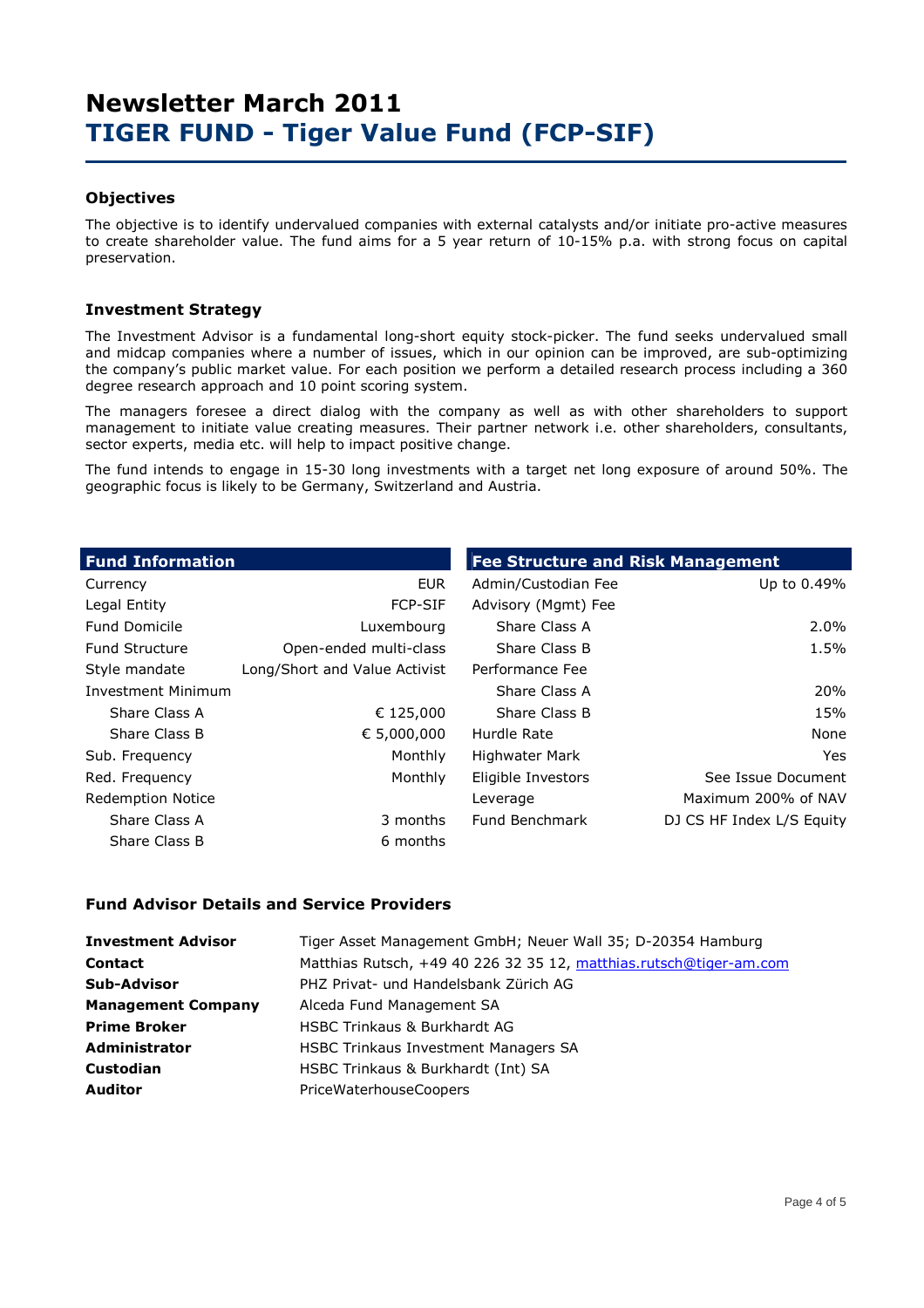# Newsletter March 2011
# TIGER FUND - Tiger Value Fund (FCP-SIF)

### Objectives

The objective is to identify undervalued companies with external catalysts and/or initiate pro-active measures to create shareholder value. The fund aims for a 5 year return of 10-15% p.a. with strong focus on capital preservation.

### Investment Strategy

The Investment Advisor is a fundamental long-short equity stock-picker. The fund seeks undervalued small and midcap companies where a number of issues, which in our opinion can be improved, are sub-optimizing the company's public market value. For each position we perform a detailed research process including a 360 degree research approach and 10 point scoring system.

The managers foresee a direct dialog with the company as well as with other shareholders to support management to initiate value creating measures. Their partner network i.e. other shareholders, consultants, sector experts, media etc. will help to impact positive change.

The fund intends to engage in 15-30 long investments with a target net long exposure of around 50%. The geographic focus is likely to be Germany, Switzerland and Austria.

| Fund Information | |
|---|---|
| Currency | EUR |
| Legal Entity | FCP-SIF |
| Fund Domicile | Luxembourg |
| Fund Structure | Open-ended multi-class |
| Style mandate | Long/Short and Value Activist |
| Investment Minimum | |
| Share Class A | € 125,000 |
| Share Class B | € 5,000,000 |
| Sub. Frequency | Monthly |
| Red. Frequency | Monthly |
| Redemption Notice | |
| Share Class A | 3 months |
| Share Class B | 6 months |

| Fee Structure and Risk Management | |
|---|---|
| Admin/Custodian Fee | Up to 0.49% |
| Advisory (Mgmt) Fee | |
| Share Class A | 2.0% |
| Share Class B | 1.5% |
| Performance Fee | |
| Share Class A | 20% |
| Share Class B | 15% |
| Hurdle Rate | None |
| Highwater Mark | Yes |
| Eligible Investors | See Issue Document |
| Leverage | Maximum 200% of NAV |
| Fund Benchmark | DJ CS HF Index L/S Equity |

### Fund Advisor Details and Service Providers

| | |
|---|---|
| **Investment Advisor** | Tiger Asset Management GmbH; Neuer Wall 35; D-20354 Hamburg |
| **Contact** | Matthias Rutsch, +49 40 226 32 35 12, matthias.rutsch@tiger-am.com |
| **Sub-Advisor** | PHZ Privat- und Handelsbank Zürich AG |
| **Management Company** | Alceda Fund Management SA |
| **Prime Broker** | HSBC Trinkaus & Burkhardt AG |
| **Administrator** | HSBC Trinkaus Investment Managers SA |
| **Custodian** | HSBC Trinkaus & Burkhardt (Int) SA |
| **Auditor** | PriceWaterhouseCoopers |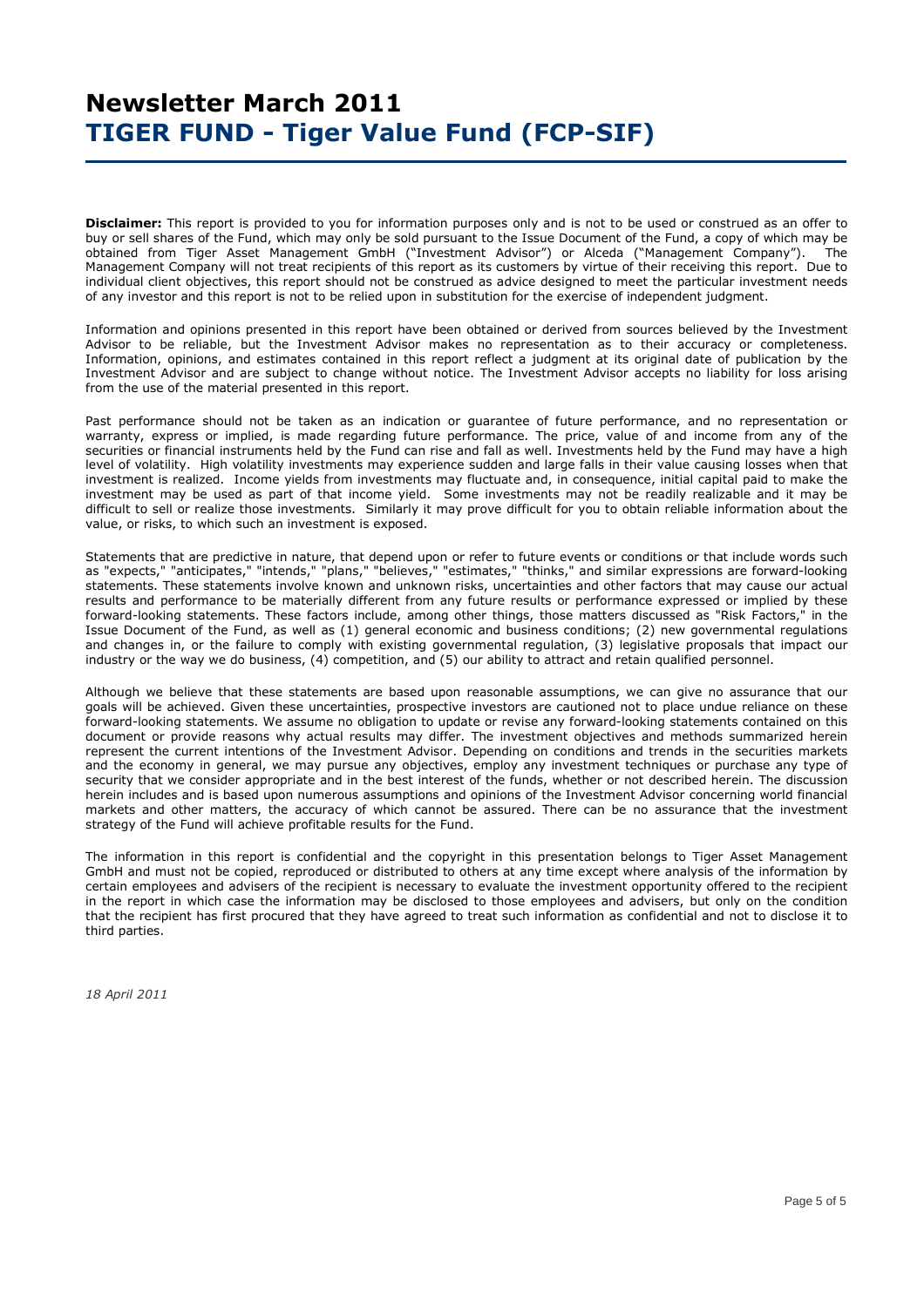# Newsletter March 2011
# TIGER FUND - Tiger Value Fund (FCP-SIF)

**Disclaimer:** This report is provided to you for information purposes only and is not to be used or construed as an offer to buy or sell shares of the Fund, which may only be sold pursuant to the Issue Document of the Fund, a copy of which may be obtained from Tiger Asset Management GmbH ("Investment Advisor") or Alceda ("Management Company"). The Management Company will not treat recipients of this report as its customers by virtue of their receiving this report. Due to individual client objectives, this report should not be construed as advice designed to meet the particular investment needs of any investor and this report is not to be relied upon in substitution for the exercise of independent judgment.

Information and opinions presented in this report have been obtained or derived from sources believed by the Investment Advisor to be reliable, but the Investment Advisor makes no representation as to their accuracy or completeness. Information, opinions, and estimates contained in this report reflect a judgment at its original date of publication by the Investment Advisor and are subject to change without notice. The Investment Advisor accepts no liability for loss arising from the use of the material presented in this report.

Past performance should not be taken as an indication or guarantee of future performance, and no representation or warranty, express or implied, is made regarding future performance. The price, value of and income from any of the securities or financial instruments held by the Fund can rise and fall as well. Investments held by the Fund may have a high level of volatility. High volatility investments may experience sudden and large falls in their value causing losses when that investment is realized. Income yields from investments may fluctuate and, in consequence, initial capital paid to make the investment may be used as part of that income yield. Some investments may not be readily realizable and it may be difficult to sell or realize those investments. Similarly it may prove difficult for you to obtain reliable information about the value, or risks, to which such an investment is exposed.

Statements that are predictive in nature, that depend upon or refer to future events or conditions or that include words such as "expects," "anticipates," "intends," "plans," "believes," "estimates," "thinks," and similar expressions are forward-looking statements. These statements involve known and unknown risks, uncertainties and other factors that may cause our actual results and performance to be materially different from any future results or performance expressed or implied by these forward-looking statements. These factors include, among other things, those matters discussed as "Risk Factors," in the Issue Document of the Fund, as well as (1) general economic and business conditions; (2) new governmental regulations and changes in, or the failure to comply with existing governmental regulation, (3) legislative proposals that impact our industry or the way we do business, (4) competition, and (5) our ability to attract and retain qualified personnel.

Although we believe that these statements are based upon reasonable assumptions, we can give no assurance that our goals will be achieved. Given these uncertainties, prospective investors are cautioned not to place undue reliance on these forward-looking statements. We assume no obligation to update or revise any forward-looking statements contained on this document or provide reasons why actual results may differ. The investment objectives and methods summarized herein represent the current intentions of the Investment Advisor. Depending on conditions and trends in the securities markets and the economy in general, we may pursue any objectives, employ any investment techniques or purchase any type of security that we consider appropriate and in the best interest of the funds, whether or not described herein. The discussion herein includes and is based upon numerous assumptions and opinions of the Investment Advisor concerning world financial markets and other matters, the accuracy of which cannot be assured. There can be no assurance that the investment strategy of the Fund will achieve profitable results for the Fund.

The information in this report is confidential and the copyright in this presentation belongs to Tiger Asset Management GmbH and must not be copied, reproduced or distributed to others at any time except where analysis of the information by certain employees and advisers of the recipient is necessary to evaluate the investment opportunity offered to the recipient in the report in which case the information may be disclosed to those employees and advisers, but only on the condition that the recipient has first procured that they have agreed to treat such information as confidential and not to disclose it to third parties.

*18 April 2011*